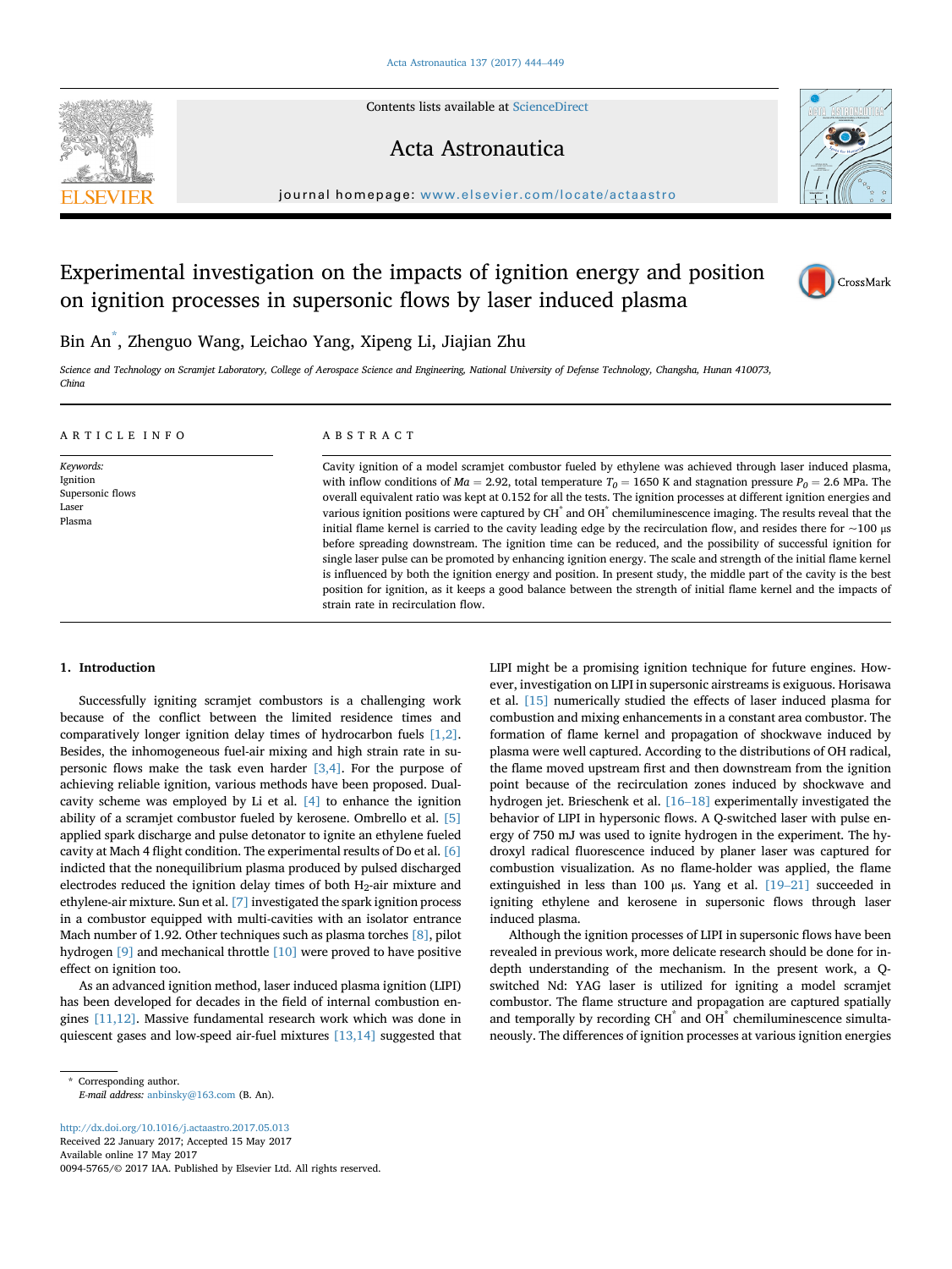# Experimental investigation on the impacts of ignition energy and position on ignition processes in supersonic flows by laser induced plasma

Bin An*, Zhenguo Wang, Leichao Yang, Xipeng Li, Jiajian Zhu

*Science and Technology on Scramjet Laboratory, College of Aerospace Science and Engineering, National University of Defense Technology, Changsha, Hunan 410073, China*

## ARTICLE INFO

*Keywords:*
Ignition
Supersonic flows
Laser
Plasma

## ABSTRACT

Cavity ignition of a model scramjet combustor fueled by ethylene was achieved through laser induced plasma, with inflow conditions of $Ma = 2.92$, total temperature $T_0 = 1650$ K and stagnation pressure $P_0 = 2.6$ MPa. The overall equivalent ratio was kept at 0.152 for all the tests. The ignition processes at different ignition energies and various ignition positions were captured by $CH^*$ and $OH^*$ chemiluminescence imaging. The results reveal that the initial flame kernel is carried to the cavity leading edge by the recirculation flow, and resides there for ~100 μs before spreading downstream. The ignition time can be reduced, and the possibility of successful ignition for single laser pulse can be promoted by enhancing ignition energy. The scale and strength of the initial flame kernel is influenced by both the ignition energy and position. In present study, the middle part of the cavity is the best position for ignition, as it keeps a good balance between the strength of initial flame kernel and the impacts of strain rate in recirculation flow.

## 1. Introduction

Successfully igniting scramjet combustors is a challenging work because of the conflict between the limited residence times and comparatively longer ignition delay times of hydrocarbon fuels [1,2]. Besides, the inhomogeneous fuel-air mixing and high strain rate in supersonic flows make the task even harder [3,4]. For the purpose of achieving reliable ignition, various methods have been proposed. Dual-cavity scheme was employed by Li et al. [4] to enhance the ignition ability of a scramjet combustor fueled by kerosene. Ombrello et al. [5] applied spark discharge and pulse detonator to ignite an ethylene fueled cavity at Mach 4 flight condition. The experimental results of Do et al. [6] indicted that the nonequilibrium plasma produced by pulsed discharged electrodes reduced the ignition delay times of both $H_2$-air mixture and ethylene-air mixture. Sun et al. [7] investigated the spark ignition process in a combustor equipped with multi-cavities with an isolator entrance Mach number of 1.92. Other techniques such as plasma torches [8], pilot hydrogen [9] and mechanical throttle [10] were proved to have positive effect on ignition too.

As an advanced ignition method, laser induced plasma ignition (LIPI) has been developed for decades in the field of internal combustion engines [11,12]. Massive fundamental research work which was done in quiescent gases and low-speed air-fuel mixtures [13,14] suggested that LIPI might be a promising ignition technique for future engines. However, investigation on LIPI in supersonic airstreams is exiguous. Horisawa et al. [15] numerically studied the effects of laser induced plasma for combustion and mixing enhancements in a constant area combustor. The formation of flame kernel and propagation of shockwave induced by plasma were well captured. According to the distributions of OH radical, the flame moved upstream first and then downstream from the ignition point because of the recirculation zones induced by shockwave and hydrogen jet. Brieschenk et al. [16–18] experimentally investigated the behavior of LIPI in hypersonic flows. A Q-switched laser with pulse energy of 750 mJ was used to ignite hydrogen in the experiment. The hydroxyl radical fluorescence induced by planer laser was captured for combustion visualization. As no flame-holder was applied, the flame extinguished in less than 100 μs. Yang et al. [19–21] succeeded in igniting ethylene and kerosene in supersonic flows through laser induced plasma.

Although the ignition processes of LIPI in supersonic flows have been revealed in previous work, more delicate research should be done for in-depth understanding of the mechanism. In the present work, a Q-switched Nd: YAG laser is utilized for igniting a model scramjet combustor. The flame structure and propagation are captured spatially and temporally by recording $CH^*$ and $OH^*$ chemiluminescence simultaneously. The differences of ignition processes at various ignition energies

\* Corresponding author.
*E-mail address:* anbinsky@163.com (B. An).

http://dx.doi.org/10.1016/j.actaastro.2017.05.013
Received 22 January 2017; Accepted 15 May 2017
Available online 17 May 2017
0094-5765/© 2017 IAA. Published by Elsevier Ltd. All rights reserved.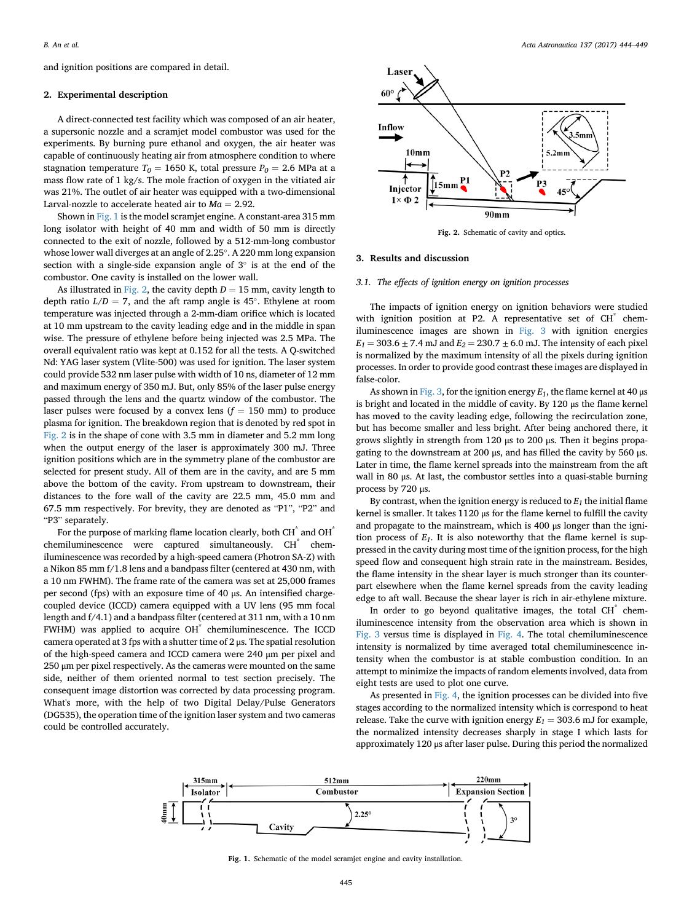and ignition positions are compared in detail.

## 2. Experimental description

A direct-connected test facility which was composed of an air heater, a supersonic nozzle and a scramjet model combustor was used for the experiments. By burning pure ethanol and oxygen, the air heater was capable of continuously heating air from atmosphere condition to where stagnation temperature $T_0 = 1650$ K, total pressure $P_0 = 2.6$ MPa at a mass flow rate of 1 kg/s. The mole fraction of oxygen in the vitiated air was 21%. The outlet of air heater was equipped with a two-dimensional Larval-nozzle to accelerate heated air to $Ma = 2.92$.

Shown in Fig. 1 is the model scramjet engine. A constant-area 315 mm long isolator with height of 40 mm and width of 50 mm is directly connected to the exit of nozzle, followed by a 512-mm-long combustor whose lower wall diverges at an angle of 2.25°. A 220 mm long expansion section with a single-side expansion angle of 3° is at the end of the combustor. One cavity is installed on the lower wall.

As illustrated in Fig. 2, the cavity depth $D = 15$ mm, cavity length to depth ratio $L/D = 7$, and the aft ramp angle is 45°. Ethylene at room temperature was injected through a 2-mm-diam orifice which is located at 10 mm upstream to the cavity leading edge and in the middle in span wise. The pressure of ethylene before being injected was 2.5 MPa. The overall equivalent ratio was kept at 0.152 for all the tests. A Q-switched Nd: YAG laser system (Vlite-500) was used for ignition. The laser system could provide 532 nm laser pulse with width of 10 ns, diameter of 12 mm and maximum energy of 350 mJ. But, only 85% of the laser pulse energy passed through the lens and the quartz window of the combustor. The laser pulses were focused by a convex lens ($f = 150$ mm) to produce plasma for ignition. The breakdown region that is denoted by red spot in Fig. 2 is in the shape of cone with 3.5 mm in diameter and 5.2 mm long when the output energy of the laser is approximately 300 mJ. Three ignition positions which are in the symmetry plane of the combustor are selected for present study. All of them are in the cavity, and are 5 mm above the bottom of the cavity. From upstream to downstream, their distances to the fore wall of the cavity are 22.5 mm, 45.0 mm and 67.5 mm respectively. For brevity, they are denoted as "P1", "P2" and "P3" separately.

For the purpose of marking flame location clearly, both $CH^*$ and $OH^*$ chemiluminescence were captured simultaneously. $CH^*$ chemiluminescence was recorded through a high-speed camera (Photron SA-Z) with a Nikon 85 mm f/1.8 lens and a bandpass filter (centered at 430 nm, with a 10 nm FWHM). The frame rate of the camera was set at 25,000 frames per second (fps) with an exposure time of 40 μs. An intensified charge-coupled device (ICCD) camera equipped with a UV lens (95 mm focal length and f/4.1) and a bandpass filter (centered at 311 nm, with a 10 nm FWHM) was applied to acquire $OH^*$ chemiluminescence. The ICCD camera operated at 3 fps with a shutter time of 2 μs. The spatial resolution of the high-speed camera and ICCD camera were 240 μm per pixel and 250 μm per pixel respectively. As the cameras were mounted on the same side, neither of them oriented normal to test section precisely. The consequent image distortion was corrected by data processing program. What's more, with the help of two Digital Delay/Pulse Generators (DG535), the operation time of the ignition laser system and two cameras could be controlled accurately.

Fig. 2. Schematic of cavity and optics.

## 3. Results and discussion

### 3.1. The effects of ignition energy on ignition processes

The impacts of ignition energy on ignition behaviors were studied with ignition position at P2. A representative set of $CH^*$ chemiluminescence images are shown in Fig. 3 with ignition energies $E_1 = 303.6 \pm 7.4$ mJ and $E_2 = 230.7 \pm 6.0$ mJ. The intensity of each pixel is normalized by the maximum intensity of all the pixels during ignition processes. In order to provide good contrast these images are displayed in false-color.

As shown in Fig. 3, for the ignition energy $E_1$, the flame kernel at 40 μs is bright and located in the middle of cavity. By 120 μs the flame kernel has moved to the cavity leading edge, following the recirculation zone, but has become smaller and less bright. After being anchored there, it grows slightly in strength from 120 μs to 200 μs. Then it begins propagating to the downstream at 200 μs, and has filled the cavity by 560 μs. Later in time, the flame kernel spreads into the mainstream from the aft wall in 80 μs. At last, the combustor settles into a quasi-stable burning process by 720 μs.

By contrast, when the ignition energy is reduced to $E_1$ the initial flame kernel is smaller. It takes 1120 μs for the flame kernel to fulfill the cavity and propagate to the mainstream, which is 400 μs longer than the ignition process of $E_1$. It is also noteworthy that the flame kernel is suppressed in the cavity during most time of the ignition process, for the high speed flow and consequent high strain rate in the mainstream. Besides, the flame intensity in the shear layer is much stronger than its counterpart elsewhere when the flame kernel spreads from the cavity leading edge to aft wall. Because the shear layer is rich in air-ethylene mixture.

In order to go beyond qualitative images, the total $CH^*$ chemiluminescence intensity from the observation area which is shown in Fig. 3 versus time is displayed in Fig. 4. The total chemiluminescence intensity is normalized by time averaged total chemiluminescence intensity when the combustor is at stable combustion condition. In an attempt to minimize the impacts of random elements involved, data from eight tests are used to plot one curve.

As presented in Fig. 4, the ignition processes can be divided into five stages according to the normalized intensity which is correspond to heat release. Take the curve with ignition energy $E_1 = 303.6$ mJ for example, the normalized intensity decreases sharply in stage I which lasts for approximately 120 μs after laser pulse. During this period the normalized

Fig. 1. Schematic of the model scramjet engine and cavity installation.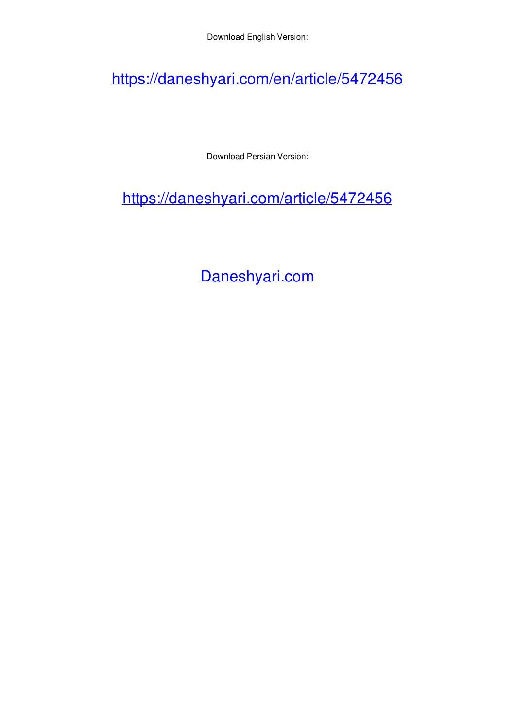Download English Version:

https://daneshyari.com/en/article/5472456

Download Persian Version:

https://daneshyari.com/article/5472456

Daneshyari.com